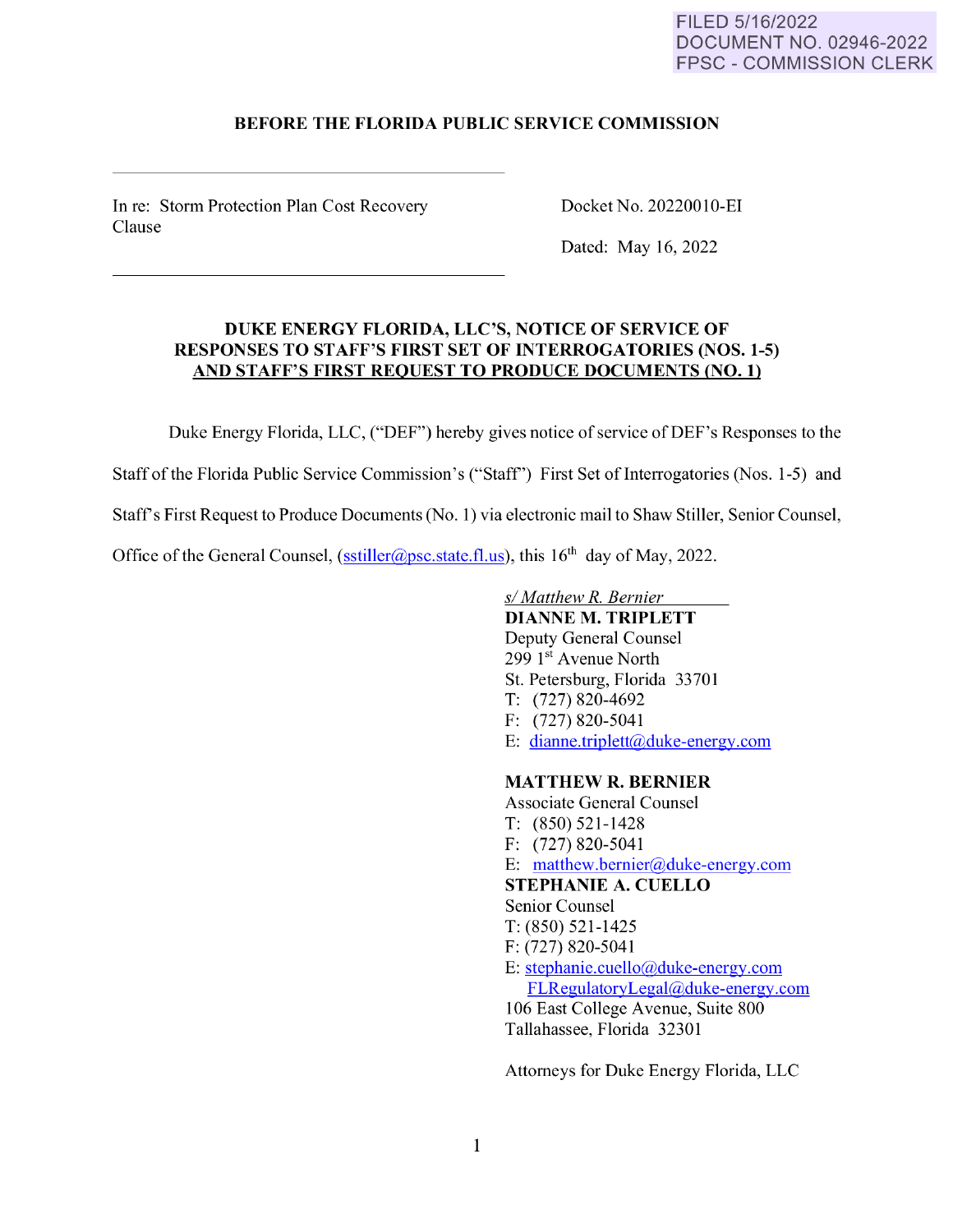FILED 5/16/2022
DOCUMENT NO. 02946-2022
FPSC - COMMISSION CLERK

**BEFORE THE FLORIDA PUBLIC SERVICE COMMISSION**

In re: Storm Protection Plan Cost Recovery Clause

Docket No. 20220010-EI

Dated: May 16, 2022

**DUKE ENERGY FLORIDA, LLC'S, NOTICE OF SERVICE OF RESPONSES TO STAFF'S FIRST SET OF INTERROGATORIES (NOS. 1-5) AND STAFF'S FIRST REQUEST TO PRODUCE DOCUMENTS (NO. 1)**

Duke Energy Florida, LLC, ("DEF") hereby gives notice of service of DEF's Responses to the Staff of the Florida Public Service Commission's ("Staff") First Set of Interrogatories (Nos. 1-5) and Staff's First Request to Produce Documents (No. 1) via electronic mail to Shaw Stiller, Senior Counsel, Office of the General Counsel, (sstiller@psc.state.fl.us), this 16th day of May, 2022.

*s/ Matthew R. Bernier*
**DIANNE M. TRIPLETT**
Deputy General Counsel
299 1st Avenue North
St. Petersburg, Florida 33701
T: (727) 820-4692
F: (727) 820-5041
E: dianne.triplett@duke-energy.com

**MATTHEW R. BERNIER**
Associate General Counsel
T: (850) 521-1428
F: (727) 820-5041
E: matthew.bernier@duke-energy.com
**STEPHANIE A. CUELLO**
Senior Counsel
T: (850) 521-1425
F: (727) 820-5041
E: stephanie.cuello@duke-energy.com
FLRegulatoryLegal@duke-energy.com
106 East College Avenue, Suite 800
Tallahassee, Florida 32301

Attorneys for Duke Energy Florida, LLC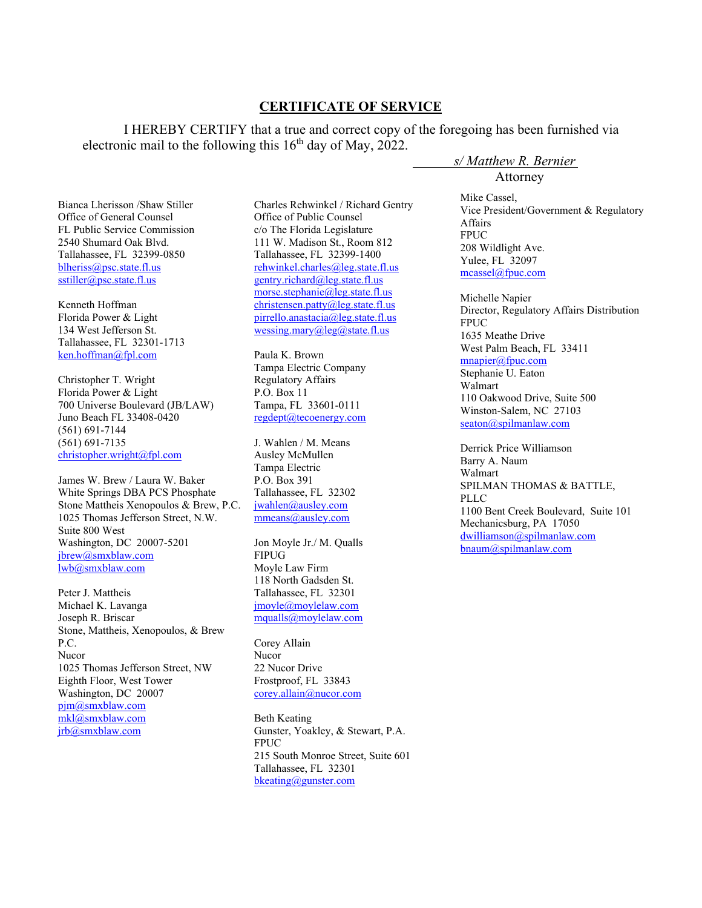## CERTIFICATE OF SERVICE

I HEREBY CERTIFY that a true and correct copy of the foregoing has been furnished via electronic mail to the following this 16th day of May, 2022.

*s/ Matthew R. Bernier*
Attorney

Bianca Lherisson /Shaw Stiller
Office of General Counsel
FL Public Service Commission
2540 Shumard Oak Blvd.
Tallahassee, FL 32399-0850
blheriss@psc.state.fl.us
sstiller@psc.state.fl.us

Kenneth Hoffman
Florida Power & Light
134 West Jefferson St.
Tallahassee, FL 32301-1713
ken.hoffman@fpl.com

Christopher T. Wright
Florida Power & Light
700 Universe Boulevard (JB/LAW)
Juno Beach FL 33408-0420
(561) 691-7144
(561) 691-7135
christopher.wright@fpl.com

James W. Brew / Laura W. Baker
White Springs DBA PCS Phosphate
Stone Mattheis Xenopoulos & Brew, P.C.
1025 Thomas Jefferson Street, N.W.
Suite 800 West
Washington, DC 20007-5201
jbrew@smxblaw.com
lwb@smxblaw.com

Peter J. Mattheis
Michael K. Lavanga
Joseph R. Briscar
Stone, Mattheis, Xenopoulos, & Brew P.C.
Nucor
1025 Thomas Jefferson Street, NW
Eighth Floor, West Tower
Washington, DC 20007
pjm@smxblaw.com
mkl@smxblaw.com
jrb@smxblaw.com

Charles Rehwinkel / Richard Gentry
Office of Public Counsel
c/o The Florida Legislature
111 W. Madison St., Room 812
Tallahassee, FL 32399-1400
rehwinkel.charles@leg.state.fl.us
gentry.richard@leg.state.fl.us
morse.stephanie@leg.state.fl.us
christensen.patty@leg.state.fl.us
pirrello.anastacia@leg.state.fl.us
wessing.mary@leg@state.fl.us

Paula K. Brown
Tampa Electric Company
Regulatory Affairs
P.O. Box 11
Tampa, FL 33601-0111
regdept@tecoenergy.com

J. Wahlen / M. Means
Ausley McMullen
Tampa Electric
P.O. Box 391
Tallahassee, FL 32302
jwahlen@ausley.com
mmeans@ausley.com

Jon Moyle Jr./ M. Qualls
FIPUG
Moyle Law Firm
118 North Gadsden St.
Tallahassee, FL 32301
jmoyle@moylelaw.com
mqualls@moylelaw.com

Corey Allain
Nucor
22 Nucor Drive
Frostproof, FL 33843
corey.allain@nucor.com

Beth Keating
Gunster, Yoakley, & Stewart, P.A.
FPUC
215 South Monroe Street, Suite 601
Tallahassee, FL 32301
bkeating@gunster.com

Mike Cassel,
Vice President/Government & Regulatory Affairs
FPUC
208 Wildlight Ave.
Yulee, FL 32097
mcassel@fpuc.com

Michelle Napier
Director, Regulatory Affairs Distribution
FPUC
1635 Meathe Drive
West Palm Beach, FL 33411
mnapier@fpuc.com

Stephanie U. Eaton
Walmart
110 Oakwood Drive, Suite 500
Winston-Salem, NC 27103
seaton@spilmanlaw.com

Derrick Price Williamson
Barry A. Naum
Walmart
SPILMAN THOMAS & BATTLE, PLLC
1100 Bent Creek Boulevard, Suite 101
Mechanicsburg, PA 17050
dwilliamson@spilmanlaw.com
bnaum@spilmanlaw.com